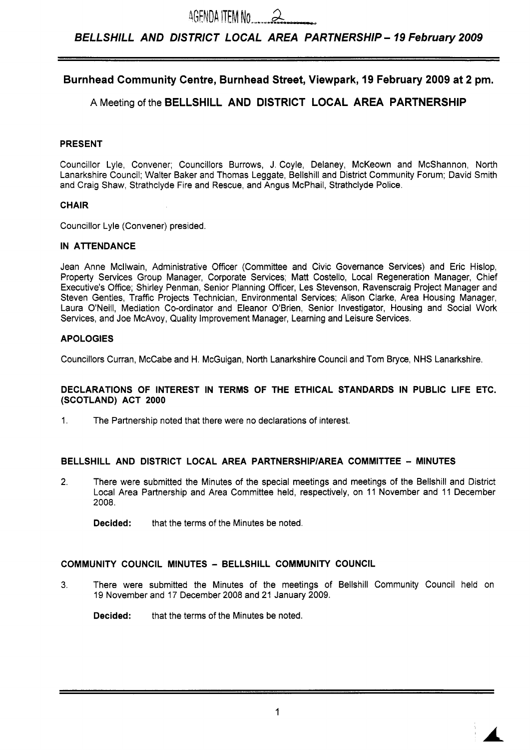AGENDA ITEM No 2

## Burnhead Community Centre, Burnhead Street, Viewpark, 19 February 2009 at 2 pm.

A Meeting of the **BELLSHILL AND DISTRICT LOCAL AREA PARTNERSHIP**

### PRESENT

Councillor Lyle, Convener; Councillors Burrows, J. Coyle, Delaney, McKeown and McShannon, North Lanarkshire Council; Walter Baker and Thomas Leggate, Bellshill and District Community Forum; David Smith and Craig Shaw, Strathclyde Fire and Rescue, and Angus McPhail, Strathclyde Police.

### CHAIR

Councillor Lyle (Convener) presided.

### IN ATTENDANCE

Jean Anne McIlwain, Administrative Officer (Committee and Civic Governance Services) and Eric Hislop, Property Services Group Manager, Corporate Services; Matt Costello, Local Regeneration Manager, Chief Executive's Office; Shirley Penman, Senior Planning Officer, Les Stevenson, Ravenscraig Project Manager and Steven Gentles, Traffic Projects Technician, Environmental Services; Alison Clarke, Area Housing Manager, Laura O'Neill, Mediation Co-ordinator and Eleanor O'Brien, Senior Investigator, Housing and Social Work Services, and Joe McAvoy, Quality Improvement Manager, Learning and Leisure Services.

### APOLOGIES

Councillors Curran, McCabe and H. McGuigan, North Lanarkshire Council and Tom Bryce, NHS Lanarkshire.

### DECLARATIONS OF INTEREST IN TERMS OF THE ETHICAL STANDARDS IN PUBLIC LIFE ETC. (SCOTLAND) ACT 2000

1. The Partnership noted that there were no declarations of interest.

### BELLSHILL AND DISTRICT LOCAL AREA PARTNERSHIP/AREA COMMITTEE - MINUTES

2. There were submitted the Minutes of the special meetings and meetings of the Bellshill and District Local Area Partnership and Area Committee held, respectively, on 11 November and 11 December 2008.

   **Decided:** that the terms of the Minutes be noted.

### COMMUNITY COUNCIL MINUTES - BELLSHILL COMMUNITY COUNCIL

3. There were submitted the Minutes of the meetings of Bellshill Community Council held on 19 November and 17 December 2008 and 21 January 2009.

   **Decided:** that the terms of the Minutes be noted.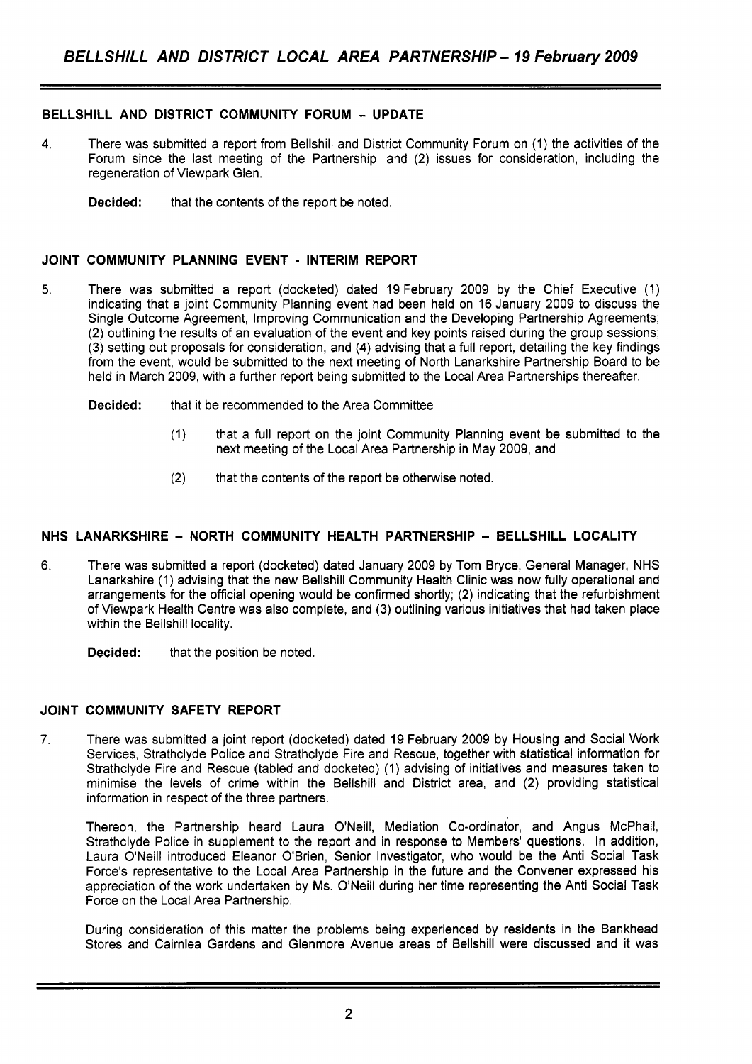## BELLSHILL AND DISTRICT COMMUNITY FORUM - UPDATE

4. There was submitted a report from Bellshill and District Community Forum on (1) the activities of the Forum since the last meeting of the Partnership, and (2) issues for consideration, including the regeneration of Viewpark Glen.

   **Decided:** that the contents of the report be noted.

## JOINT COMMUNITY PLANNING EVENT - INTERIM REPORT

5. There was submitted a report (docketed) dated 19 February 2009 by the Chief Executive (1) indicating that a joint Community Planning event had been held on 16 January 2009 to discuss the Single Outcome Agreement, Improving Communication and the Developing Partnership Agreements; (2) outlining the results of an evaluation of the event and key points raised during the group sessions; (3) setting out proposals for consideration, and (4) advising that a full report, detailing the key findings from the event, would be submitted to the next meeting of North Lanarkshire Partnership Board to be held in March 2009, with a further report being submitted to the Local Area Partnerships thereafter.

   **Decided:** that it be recommended to the Area Committee

   (1) that a full report on the joint Community Planning event be submitted to the next meeting of the Local Area Partnership in May 2009, and

   (2) that the contents of the report be otherwise noted.

## NHS LANARKSHIRE - NORTH COMMUNITY HEALTH PARTNERSHIP - BELLSHILL LOCALITY

6. There was submitted a report (docketed) dated January 2009 by Tom Bryce, General Manager, NHS Lanarkshire (1) advising that the new Bellshill Community Health Clinic was now fully operational and arrangements for the official opening would be confirmed shortly; (2) indicating that the refurbishment of Viewpark Health Centre was also complete, and (3) outlining various initiatives that had taken place within the Bellshill locality.

   **Decided:** that the position be noted.

## JOINT COMMUNITY SAFETY REPORT

7. There was submitted a joint report (docketed) dated 19 February 2009 by Housing and Social Work Services, Strathclyde Police and Strathclyde Fire and Rescue, together with statistical information for Strathclyde Fire and Rescue (tabled and docketed) (1) advising of initiatives and measures taken to minimise the levels of crime within the Bellshill and District area, and (2) providing statistical information in respect of the three partners.

   Thereon, the Partnership heard Laura O'Neill, Mediation Co-ordinator, and Angus McPhail, Strathclyde Police in supplement to the report and in response to Members' questions. In addition, Laura O'Neill introduced Eleanor O'Brien, Senior Investigator, who would be the Anti Social Task Force's representative to the Local Area Partnership in the future and the Convener expressed his appreciation of the work undertaken by Ms. O'Neill during her time representing the Anti Social Task Force on the Local Area Partnership.

   During consideration of this matter the problems being experienced by residents in the Bankhead Stores and Cairnlea Gardens and Glenmore Avenue areas of Bellshill were discussed and it was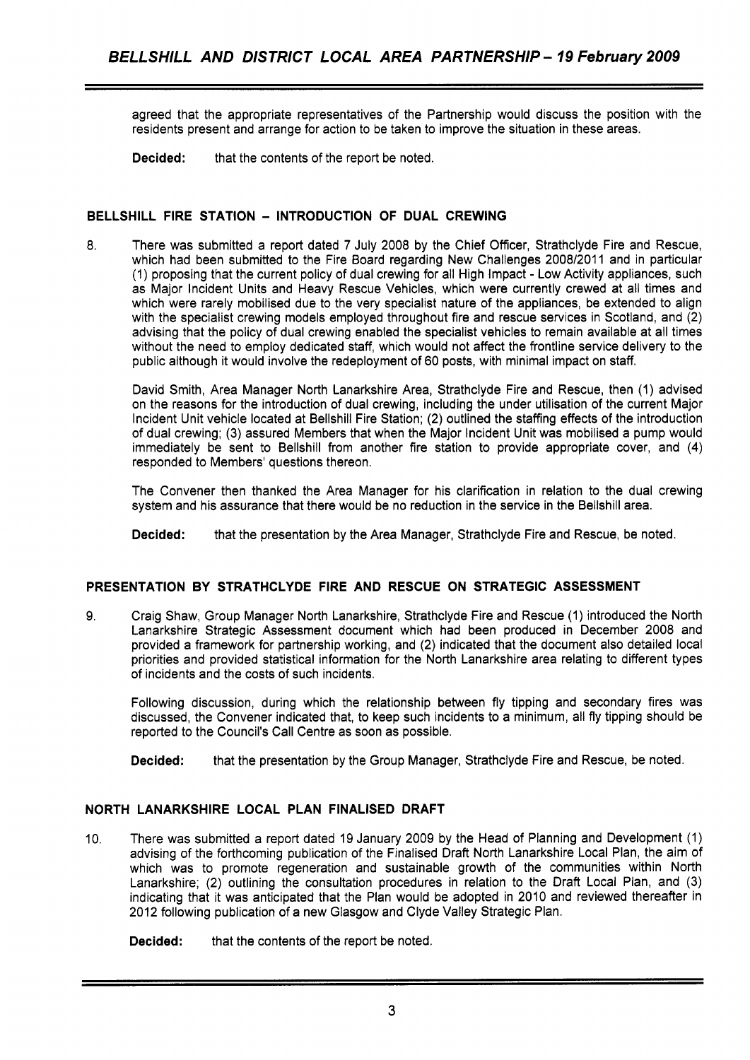agreed that the appropriate representatives of the Partnership would discuss the position with the residents present and arrange for action to be taken to improve the situation in these areas.

**Decided:** that the contents of the report be noted.

## BELLSHILL FIRE STATION – INTRODUCTION OF DUAL CREWING

8. There was submitted a report dated 7 July 2008 by the Chief Officer, Strathclyde Fire and Rescue, which had been submitted to the Fire Board regarding New Challenges 2008/2011 and in particular (1) proposing that the current policy of dual crewing for all High Impact - Low Activity appliances, such as Major Incident Units and Heavy Rescue Vehicles, which were currently crewed at all times and which were rarely mobilised due to the very specialist nature of the appliances, be extended to align with the specialist crewing models employed throughout fire and rescue services in Scotland, and (2) advising that the policy of dual crewing enabled the specialist vehicles to remain available at all times without the need to employ dedicated staff, which would not affect the frontline service delivery to the public although it would involve the redeployment of 60 posts, with minimal impact on staff.

   David Smith, Area Manager North Lanarkshire Area, Strathclyde Fire and Rescue, then (1) advised on the reasons for the introduction of dual crewing, including the under utilisation of the current Major Incident Unit vehicle located at Bellshill Fire Station; (2) outlined the staffing effects of the introduction of dual crewing; (3) assured Members that when the Major Incident Unit was mobilised a pump would immediately be sent to Bellshill from another fire station to provide appropriate cover, and (4) responded to Members' questions thereon.

   The Convener then thanked the Area Manager for his clarification in relation to the dual crewing system and his assurance that there would be no reduction in the service in the Bellshill area.

   **Decided:** that the presentation by the Area Manager, Strathclyde Fire and Rescue, be noted.

## PRESENTATION BY STRATHCLYDE FIRE AND RESCUE ON STRATEGIC ASSESSMENT

9. Craig Shaw, Group Manager North Lanarkshire, Strathclyde Fire and Rescue (1) introduced the North Lanarkshire Strategic Assessment document which had been produced in December 2008 and provided a framework for partnership working, and (2) indicated that the document also detailed local priorities and provided statistical information for the North Lanarkshire area relating to different types of incidents and the costs of such incidents.

   Following discussion, during which the relationship between fly tipping and secondary fires was discussed, the Convener indicated that, to keep such incidents to a minimum, all fly tipping should be reported to the Council's Call Centre as soon as possible.

   **Decided:** that the presentation by the Group Manager, Strathclyde Fire and Rescue, be noted.

## NORTH LANARKSHIRE LOCAL PLAN FINALISED DRAFT

10. There was submitted a report dated 19 January 2009 by the Head of Planning and Development (1) advising of the forthcoming publication of the Finalised Draft North Lanarkshire Local Plan, the aim of which was to promote regeneration and sustainable growth of the communities within North Lanarkshire; (2) outlining the consultation procedures in relation to the Draft Local Plan, and (3) indicating that it was anticipated that the Plan would be adopted in 2010 and reviewed thereafter in 2012 following publication of a new Glasgow and Clyde Valley Strategic Plan.

    **Decided:** that the contents of the report be noted.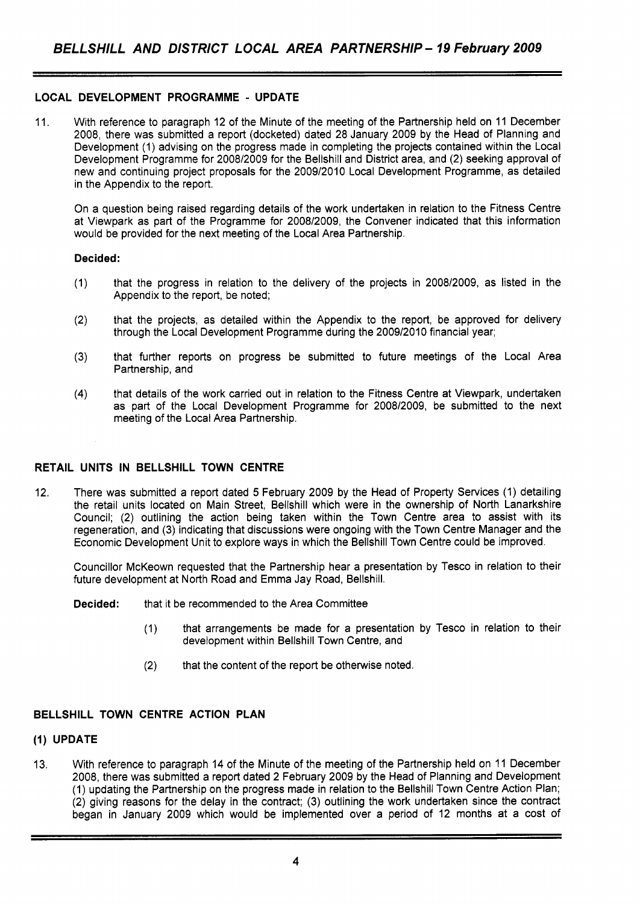## LOCAL DEVELOPMENT PROGRAMME - UPDATE

11. With reference to paragraph 12 of the Minute of the meeting of the Partnership held on 11 December 2008, there was submitted a report (docketed) dated 28 January 2009 by the Head of Planning and Development (1) advising on the progress made in completing the projects contained within the Local Development Programme for 2008/2009 for the Bellshill and District area, and (2) seeking approval of new and continuing project proposals for the 2009/2010 Local Development Programme, as detailed in the Appendix to the report.

    On a question being raised regarding details of the work undertaken in relation to the Fitness Centre at Viewpark as part of the Programme for 2008/2009, the Convener indicated that this information would be provided for the next meeting of the Local Area Partnership.

    **Decided:**

    (1) that the progress in relation to the delivery of the projects in 2008/2009, as listed in the Appendix to the report, be noted;

    (2) that the projects, as detailed within the Appendix to the report, be approved for delivery through the Local Development Programme during the 2009/2010 financial year;

    (3) that further reports on progress be submitted to future meetings of the Local Area Partnership, and

    (4) that details of the work carried out in relation to the Fitness Centre at Viewpark, undertaken as part of the Local Development Programme for 2008/2009, be submitted to the next meeting of the Local Area Partnership.

## RETAIL UNITS IN BELLSHILL TOWN CENTRE

12. There was submitted a report dated 5 February 2009 by the Head of Property Services (1) detailing the retail units located on Main Street, Bellshill which were in the ownership of North Lanarkshire Council; (2) outlining the action being taken within the Town Centre area to assist with its regeneration, and (3) indicating that discussions were ongoing with the Town Centre Manager and the Economic Development Unit to explore ways in which the Bellshill Town Centre could be improved.

    Councillor McKeown requested that the Partnership hear a presentation by Tesco in relation to their future development at North Road and Emma Jay Road, Bellshill.

    **Decided:** that it be recommended to the Area Committee

    (1) that arrangements be made for a presentation by Tesco in relation to their development within Bellshill Town Centre, and

    (2) that the content of the report be otherwise noted.

## BELLSHILL TOWN CENTRE ACTION PLAN

### (1) UPDATE

13. With reference to paragraph 14 of the Minute of the meeting of the Partnership held on 11 December 2008, there was submitted a report dated 2 February 2009 by the Head of Planning and Development (1) updating the Partnership on the progress made in relation to the Bellshill Town Centre Action Plan; (2) giving reasons for the delay in the contract; (3) outlining the work undertaken since the contract began in January 2009 which would be implemented over a period of 12 months at a cost of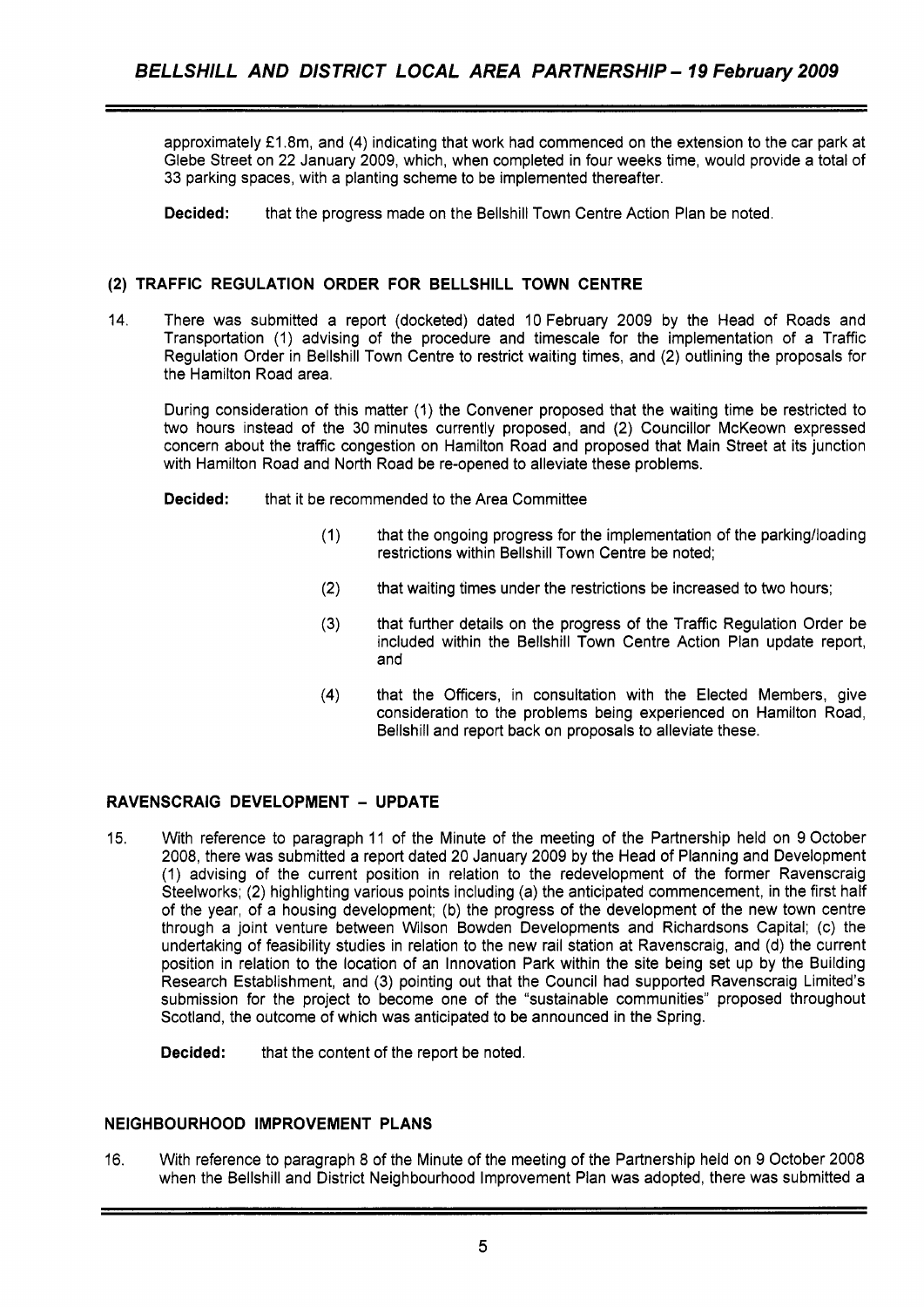approximately £1.8m, and (4) indicating that work had commenced on the extension to the car park at Glebe Street on 22 January 2009, which, when completed in four weeks time, would provide a total of 33 parking spaces, with a planting scheme to be implemented thereafter.

**Decided:** that the progress made on the Bellshill Town Centre Action Plan be noted.

### (2) TRAFFIC REGULATION ORDER FOR BELLSHILL TOWN CENTRE

14. There was submitted a report (docketed) dated 10 February 2009 by the Head of Roads and Transportation (1) advising of the procedure and timescale for the implementation of a Traffic Regulation Order in Bellshill Town Centre to restrict waiting times, and (2) outlining the proposals for the Hamilton Road area.

During consideration of this matter (1) the Convener proposed that the waiting time be restricted to two hours instead of the 30 minutes currently proposed, and (2) Councillor McKeown expressed concern about the traffic congestion on Hamilton Road and proposed that Main Street at its junction with Hamilton Road and North Road be re-opened to alleviate these problems.

**Decided:** that it be recommended to the Area Committee

(1) that the ongoing progress for the implementation of the parking/loading restrictions within Bellshill Town Centre be noted;

(2) that waiting times under the restrictions be increased to two hours;

(3) that further details on the progress of the Traffic Regulation Order be included within the Bellshill Town Centre Action Plan update report, and

(4) that the Officers, in consultation with the Elected Members, give consideration to the problems being experienced on Hamilton Road, Bellshill and report back on proposals to alleviate these.

## RAVENSCRAIG DEVELOPMENT – UPDATE

15. With reference to paragraph 11 of the Minute of the meeting of the Partnership held on 9 October 2008, there was submitted a report dated 20 January 2009 by the Head of Planning and Development (1) advising of the current position in relation to the redevelopment of the former Ravenscraig Steelworks; (2) highlighting various points including (a) the anticipated commencement, in the first half of the year, of a housing development; (b) the progress of the development of the new town centre through a joint venture between Wilson Bowden Developments and Richardsons Capital; (c) the undertaking of feasibility studies in relation to the new rail station at Ravenscraig, and (d) the current position in relation to the location of an Innovation Park within the site being set up by the Building Research Establishment, and (3) pointing out that the Council had supported Ravenscraig Limited's submission for the project to become one of the "sustainable communities" proposed throughout Scotland, the outcome of which was anticipated to be announced in the Spring.

**Decided:** that the content of the report be noted.

## NEIGHBOURHOOD IMPROVEMENT PLANS

16. With reference to paragraph 8 of the Minute of the meeting of the Partnership held on 9 October 2008 when the Bellshill and District Neighbourhood Improvement Plan was adopted, there was submitted a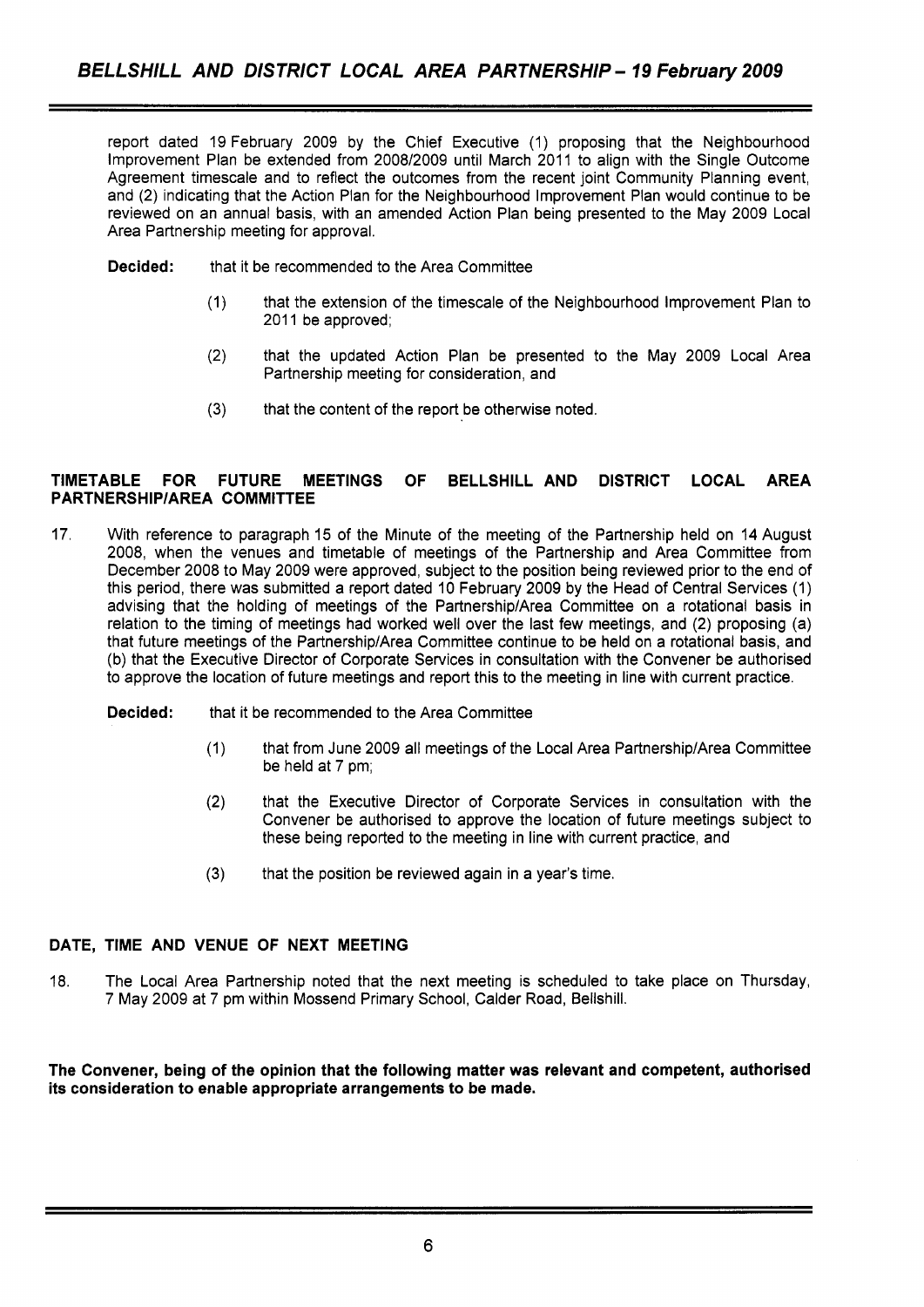report dated 19 February 2009 by the Chief Executive (1) proposing that the Neighbourhood Improvement Plan be extended from 2008/2009 until March 2011 to align with the Single Outcome Agreement timescale and to reflect the outcomes from the recent joint Community Planning event, and (2) indicating that the Action Plan for the Neighbourhood Improvement Plan would continue to be reviewed on an annual basis, with an amended Action Plan being presented to the May 2009 Local Area Partnership meeting for approval.

**Decided:** that it be recommended to the Area Committee

(1) that the extension of the timescale of the Neighbourhood Improvement Plan to 2011 be approved;

(2) that the updated Action Plan be presented to the May 2009 Local Area Partnership meeting for consideration, and

(3) that the content of the report be otherwise noted.

**TIMETABLE FOR FUTURE MEETINGS OF BELLSHILL AND DISTRICT LOCAL AREA PARTNERSHIP/AREA COMMITTEE**

17. With reference to paragraph 15 of the Minute of the meeting of the Partnership held on 14 August 2008, when the venues and timetable of meetings of the Partnership and Area Committee from December 2008 to May 2009 were approved, subject to the position being reviewed prior to the end of this period, there was submitted a report dated 10 February 2009 by the Head of Central Services (1) advising that the holding of meetings of the Partnership/Area Committee on a rotational basis in relation to the timing of meetings had worked well over the last few meetings, and (2) proposing (a) that future meetings of the Partnership/Area Committee continue to be held on a rotational basis, and (b) that the Executive Director of Corporate Services in consultation with the Convener be authorised to approve the location of future meetings and report this to the meeting in line with current practice.

**Decided:** that it be recommended to the Area Committee

(1) that from June 2009 all meetings of the Local Area Partnership/Area Committee be held at 7 pm;

(2) that the Executive Director of Corporate Services in consultation with the Convener be authorised to approve the location of future meetings subject to these being reported to the meeting in line with current practice, and

(3) that the position be reviewed again in a year's time.

**DATE, TIME AND VENUE OF NEXT MEETING**

18. The Local Area Partnership noted that the next meeting is scheduled to take place on Thursday, 7 May 2009 at 7 pm within Mossend Primary School, Calder Road, Bellshill.

**The Convener, being of the opinion that the following matter was relevant and competent, authorised its consideration to enable appropriate arrangements to be made.**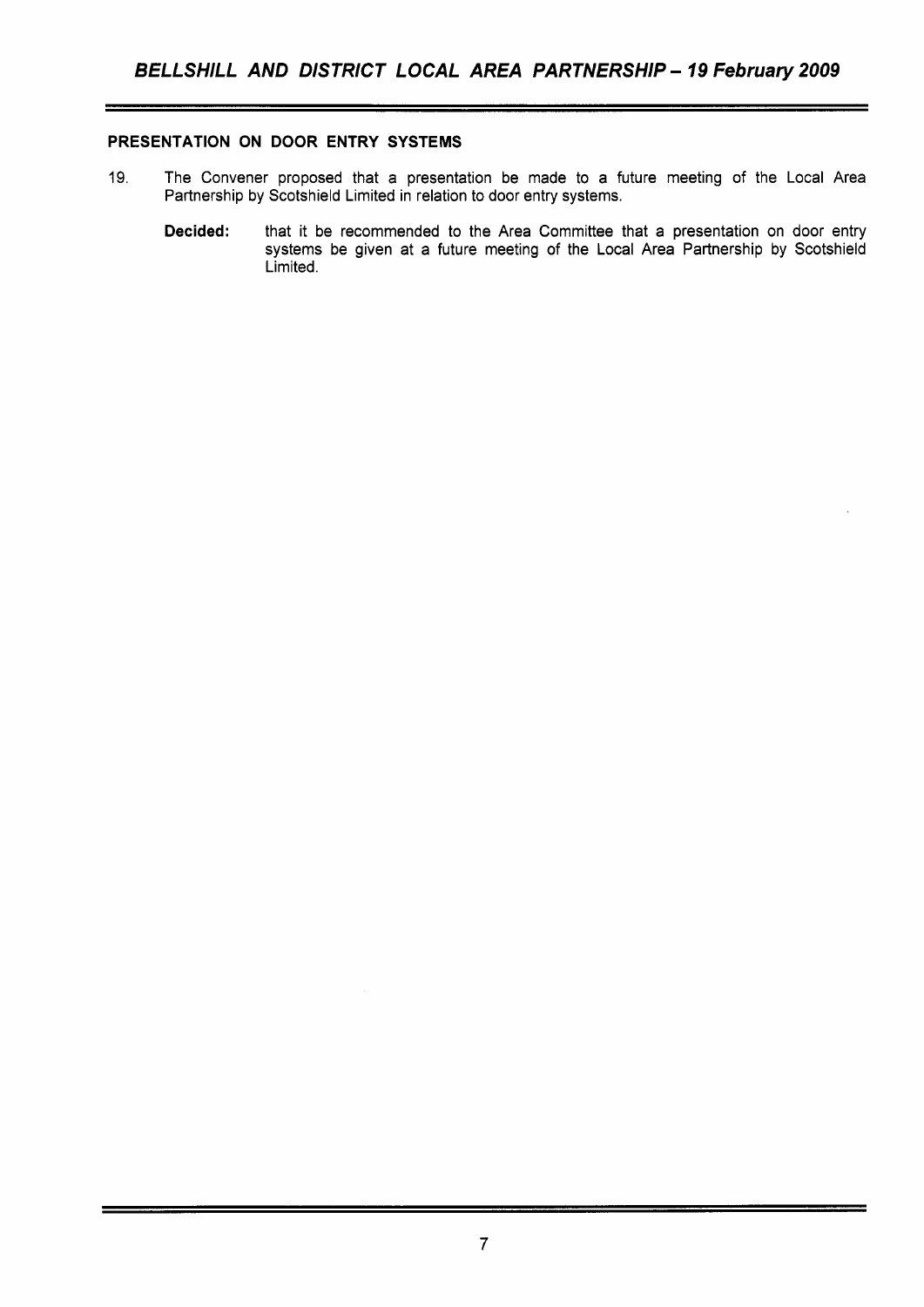## PRESENTATION ON DOOR ENTRY SYSTEMS

19. The Convener proposed that a presentation be made to a future meeting of the Local Area Partnership by Scotshield Limited in relation to door entry systems.

    **Decided:** that it be recommended to the Area Committee that a presentation on door entry systems be given at a future meeting of the Local Area Partnership by Scotshield Limited.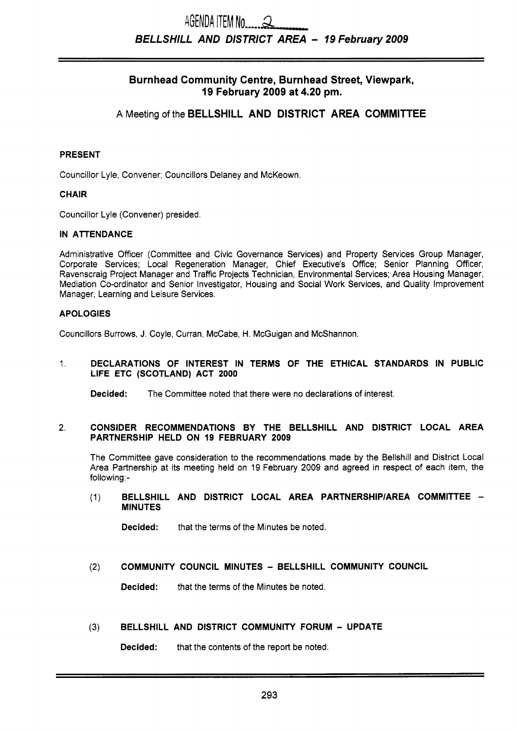AGENDA ITEM No. 2

***BELLSHILL AND DISTRICT AREA - 19 February 2009***

## Burnhead Community Centre, Burnhead Street, Viewpark, 19 February 2009 at 4.20 pm.

## A Meeting of the BELLSHILL AND DISTRICT AREA COMMITTEE

**PRESENT**

Councillor Lyle, Convener; Councillors Delaney and McKeown.

**CHAIR**

Councillor Lyle (Convener) presided.

**IN ATTENDANCE**

Administrative Officer (Committee and Civic Governance Services) and Property Services Group Manager, Corporate Services; Local Regeneration Manager, Chief Executive's Office; Senior Planning Officer, Ravenscraig Project Manager and Traffic Projects Technician, Environmental Services; Area Housing Manager, Mediation Co-ordinator and Senior Investigator, Housing and Social Work Services, and Quality Improvement Manager, Learning and Leisure Services.

**APOLOGIES**

Councillors Burrows, J. Coyle, Curran, McCabe, H. McGuigan and McShannon.

1. **DECLARATIONS OF INTEREST IN TERMS OF THE ETHICAL STANDARDS IN PUBLIC LIFE ETC (SCOTLAND) ACT 2000**

 **Decided:** The Committee noted that there were no declarations of interest.

2. **CONSIDER RECOMMENDATIONS BY THE BELLSHILL AND DISTRICT LOCAL AREA PARTNERSHIP HELD ON 19 FEBRUARY 2009**

 The Committee gave consideration to the recommendations made by the Bellshill and District Local Area Partnership at its meeting held on 19 February 2009 and agreed in respect of each item, the following:-

 (1) **BELLSHILL AND DISTRICT LOCAL AREA PARTNERSHIP/AREA COMMITTEE - MINUTES**

 **Decided:** that the terms of the Minutes be noted.

 (2) **COMMUNITY COUNCIL MINUTES - BELLSHILL COMMUNITY COUNCIL**

 **Decided:** that the terms of the Minutes be noted.

 (3) **BELLSHILL AND DISTRICT COMMUNITY FORUM - UPDATE**

 **Decided:** that the contents of the report be noted.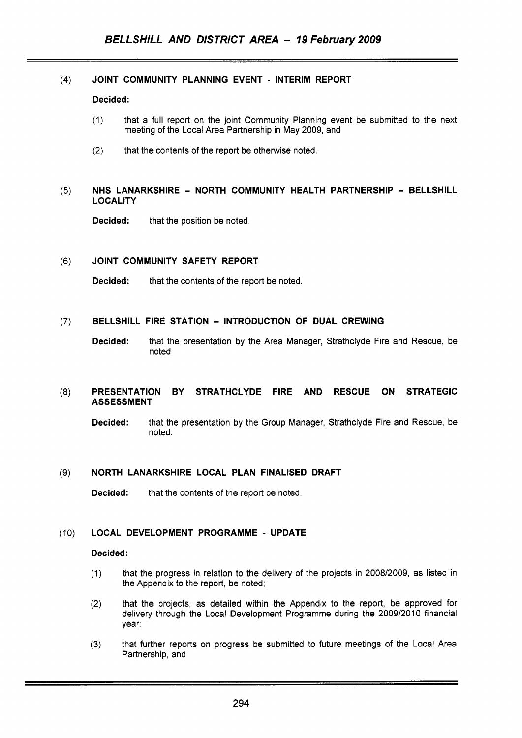(4) **JOINT COMMUNITY PLANNING EVENT - INTERIM REPORT**

**Decided:**

(1) that a full report on the joint Community Planning event be submitted to the next meeting of the Local Area Partnership in May 2009, and

(2) that the contents of the report be otherwise noted.

(5) **NHS LANARKSHIRE – NORTH COMMUNITY HEALTH PARTNERSHIP – BELLSHILL LOCALITY**

**Decided:** that the position be noted.

(6) **JOINT COMMUNITY SAFETY REPORT**

**Decided:** that the contents of the report be noted.

(7) **BELLSHILL FIRE STATION – INTRODUCTION OF DUAL CREWING**

**Decided:** that the presentation by the Area Manager, Strathclyde Fire and Rescue, be noted.

(8) **PRESENTATION BY STRATHCLYDE FIRE AND RESCUE ON STRATEGIC ASSESSMENT**

**Decided:** that the presentation by the Group Manager, Strathclyde Fire and Rescue, be noted.

(9) **NORTH LANARKSHIRE LOCAL PLAN FINALISED DRAFT**

**Decided:** that the contents of the report be noted.

(10) **LOCAL DEVELOPMENT PROGRAMME - UPDATE**

**Decided:**

(1) that the progress in relation to the delivery of the projects in 2008/2009, as listed in the Appendix to the report, be noted;

(2) that the projects, as detailed within the Appendix to the report, be approved for delivery through the Local Development Programme during the 2009/2010 financial year;

(3) that further reports on progress be submitted to future meetings of the Local Area Partnership, and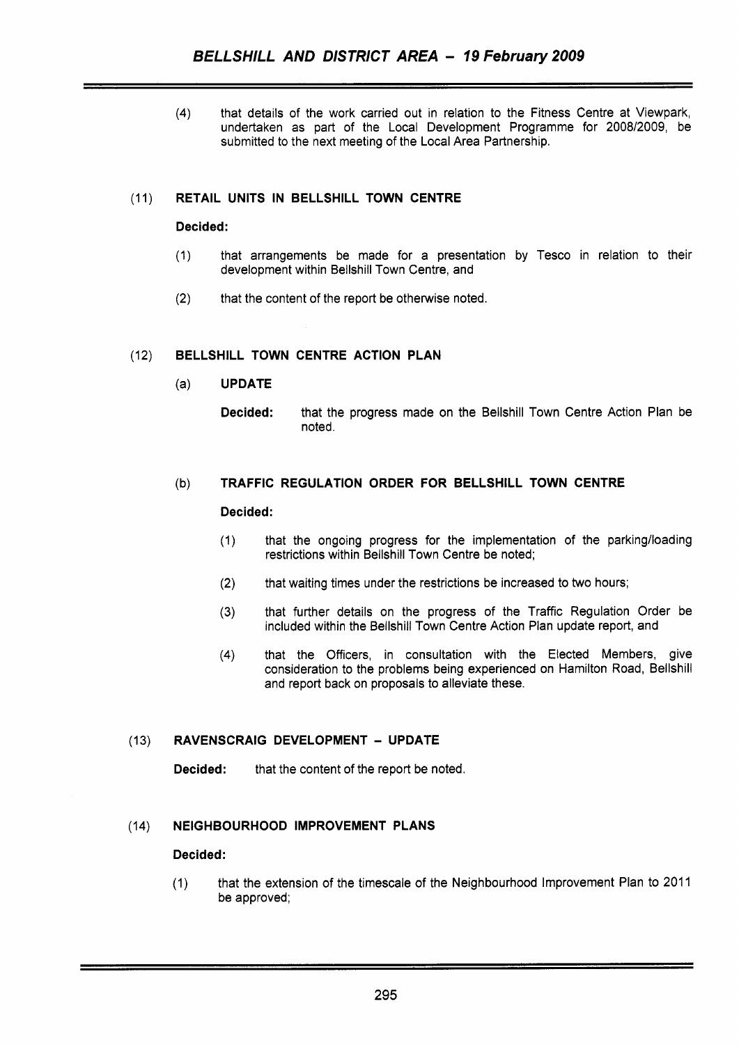(4) that details of the work carried out in relation to the Fitness Centre at Viewpark, undertaken as part of the Local Development Programme for 2008/2009, be submitted to the next meeting of the Local Area Partnership.

### (11) RETAIL UNITS IN BELLSHILL TOWN CENTRE

**Decided:**

(1) that arrangements be made for a presentation by Tesco in relation to their development within Bellshill Town Centre, and

(2) that the content of the report be otherwise noted.

### (12) BELLSHILL TOWN CENTRE ACTION PLAN

#### (a) UPDATE

**Decided:** that the progress made on the Bellshill Town Centre Action Plan be noted.

#### (b) TRAFFIC REGULATION ORDER FOR BELLSHILL TOWN CENTRE

**Decided:**

(1) that the ongoing progress for the implementation of the parking/loading restrictions within Bellshill Town Centre be noted;

(2) that waiting times under the restrictions be increased to two hours;

(3) that further details on the progress of the Traffic Regulation Order be included within the Bellshill Town Centre Action Plan update report, and

(4) that the Officers, in consultation with the Elected Members, give consideration to the problems being experienced on Hamilton Road, Bellshill and report back on proposals to alleviate these.

### (13) RAVENSCRAIG DEVELOPMENT – UPDATE

**Decided:** that the content of the report be noted.

### (14) NEIGHBOURHOOD IMPROVEMENT PLANS

**Decided:**

(1) that the extension of the timescale of the Neighbourhood Improvement Plan to 2011 be approved;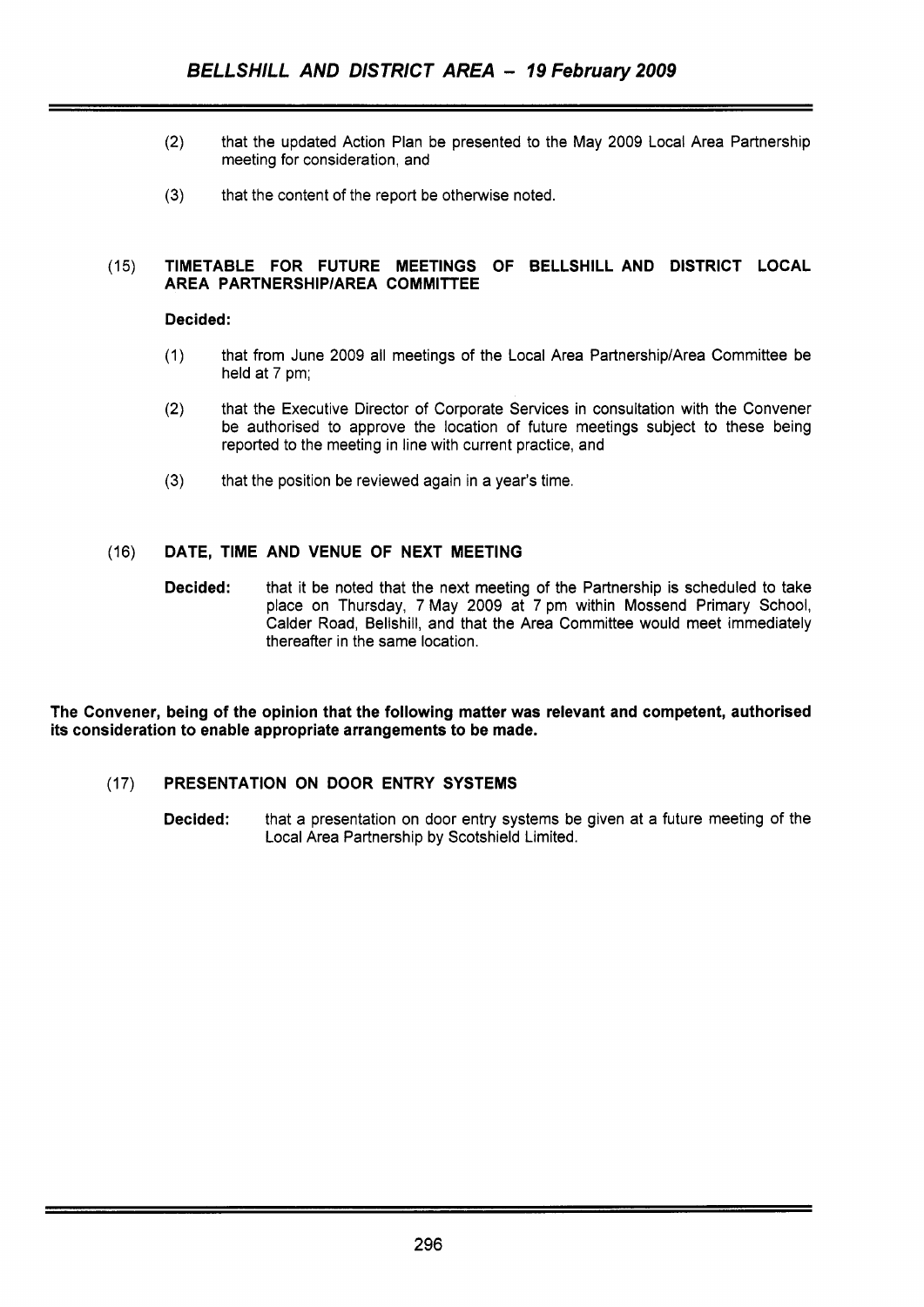(2) that the updated Action Plan be presented to the May 2009 Local Area Partnership meeting for consideration, and

(3) that the content of the report be otherwise noted.

### (15) TIMETABLE FOR FUTURE MEETINGS OF BELLSHILL AND DISTRICT LOCAL AREA PARTNERSHIP/AREA COMMITTEE

**Decided:**

(1) that from June 2009 all meetings of the Local Area Partnership/Area Committee be held at 7 pm;

(2) that the Executive Director of Corporate Services in consultation with the Convener be authorised to approve the location of future meetings subject to these being reported to the meeting in line with current practice, and

(3) that the position be reviewed again in a year's time.

### (16) DATE, TIME AND VENUE OF NEXT MEETING

**Decided:** that it be noted that the next meeting of the Partnership is scheduled to take place on Thursday, 7 May 2009 at 7 pm within Mossend Primary School, Calder Road, Bellshill, and that the Area Committee would meet immediately thereafter in the same location.

**The Convener, being of the opinion that the following matter was relevant and competent, authorised its consideration to enable appropriate arrangements to be made.**

### (17) PRESENTATION ON DOOR ENTRY SYSTEMS

**Decided:** that a presentation on door entry systems be given at a future meeting of the Local Area Partnership by Scotshield Limited.